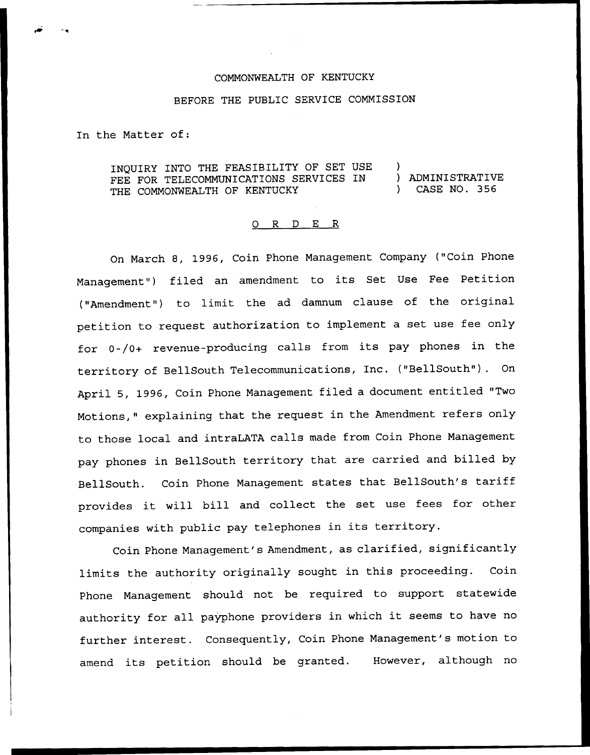COMMONWEALTH OF KENTUCKY

BEFORE THE PUBLIC SERVICE COMMISSION

In the Matter of:

| | |
|---|---|
| INQUIRY INTO THE FEASIBILITY OF SET USE FEE FOR TELECOMMUNICATIONS SERVICES IN THE COMMONWEALTH OF KENTUCKY | ) ADMINISTRATIVE ) CASE NO. 356 |

## O R D E R

On March 8, 1996, Coin Phone Management Company ("Coin Phone Management") filed an amendment to its Set Use Fee Petition ("Amendment") to limit the ad damnum clause of the original petition to request authorization to implement a set use fee only for 0-/0+ revenue-producing calls from its pay phones in the territory of BellSouth Telecommunications, Inc. ("BellSouth"). On April 5, 1996, Coin Phone Management filed a document entitled "Two Motions," explaining that the request in the Amendment refers only to those local and intraLATA calls made from Coin Phone Management pay phones in BellSouth territory that are carried and billed by BellSouth. Coin Phone Management states that BellSouth's tariff provides it will bill and collect the set use fees for other companies with public pay telephones in its territory.

Coin Phone Management's Amendment, as clarified, significantly limits the authority originally sought in this proceeding. Coin Phone Management should not be required to support statewide authority for all payphone providers in which it seems to have no further interest. Consequently, Coin Phone Management's motion to amend its petition should be granted. However, although no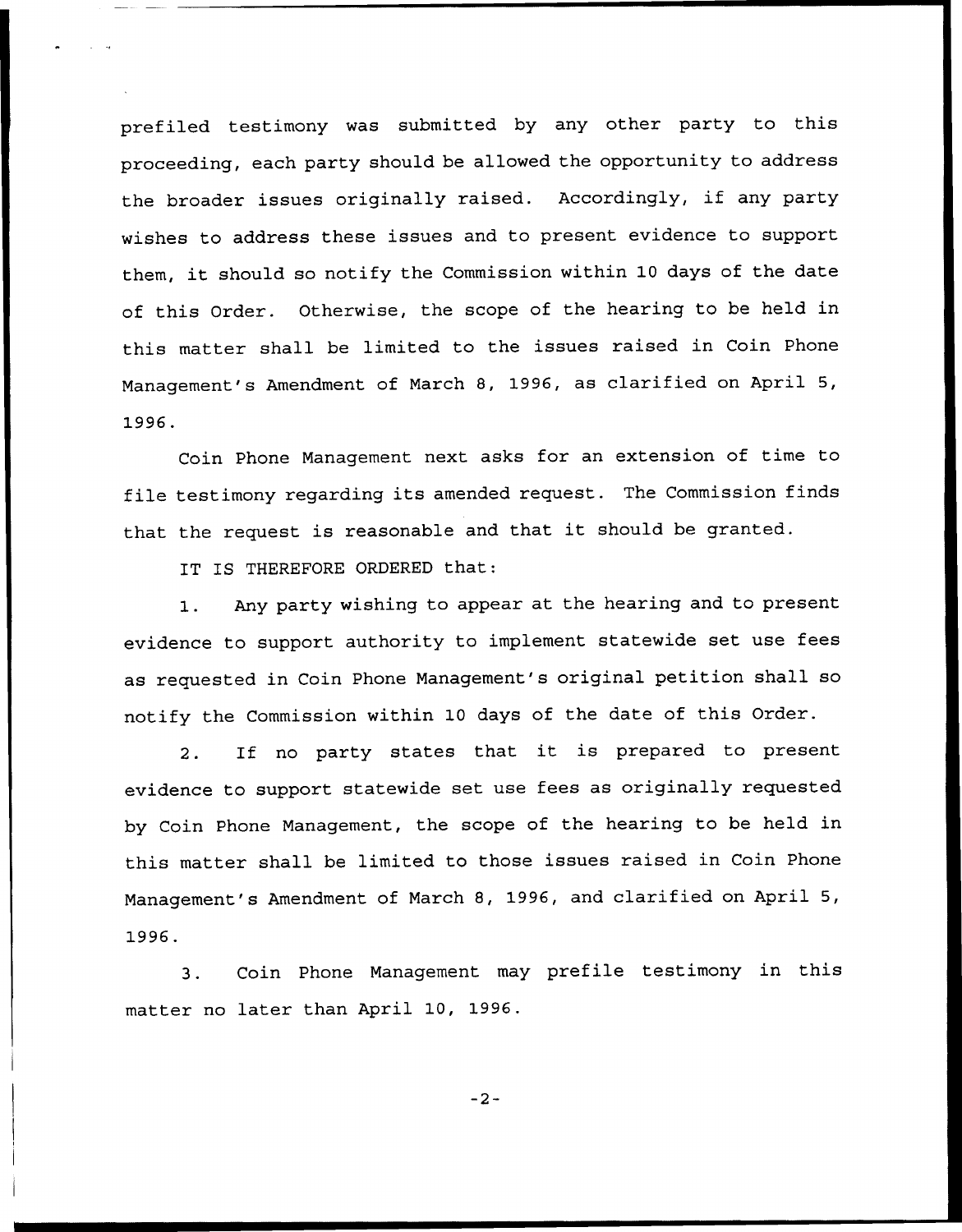prefiled testimony was submitted by any other party to this proceeding, each party should be allowed the opportunity to address the broader issues originally raised. Accordingly, if any party wishes to address these issues and to present evidence to support them, it should so notify the Commission within 10 days of the date of this Order. Otherwise, the scope of the hearing to be held in this matter shall be limited to the issues raised in Coin Phone Management's Amendment of March 8, 1996, as clarified on April 5, 1996.

Coin Phone Management next asks for an extension of time to file testimony regarding its amended request. The Commission finds that the request is reasonable and that it should be granted.

IT IS THEREFORE ORDERED that:

1. Any party wishing to appear at the hearing and to present evidence to support authority to implement statewide set use fees as requested in Coin Phone Management's original petition shall so notify the Commission within 10 days of the date of this Order.

2. If no party states that it is prepared to present evidence to support statewide set use fees as originally requested by Coin Phone Management, the scope of the hearing to be held in this matter shall be limited to those issues raised in Coin Phone Management's Amendment of March 8, 1996, and clarified on April 5, 1996.

3. Coin Phone Management may prefile testimony in this matter no later than April 10, 1996.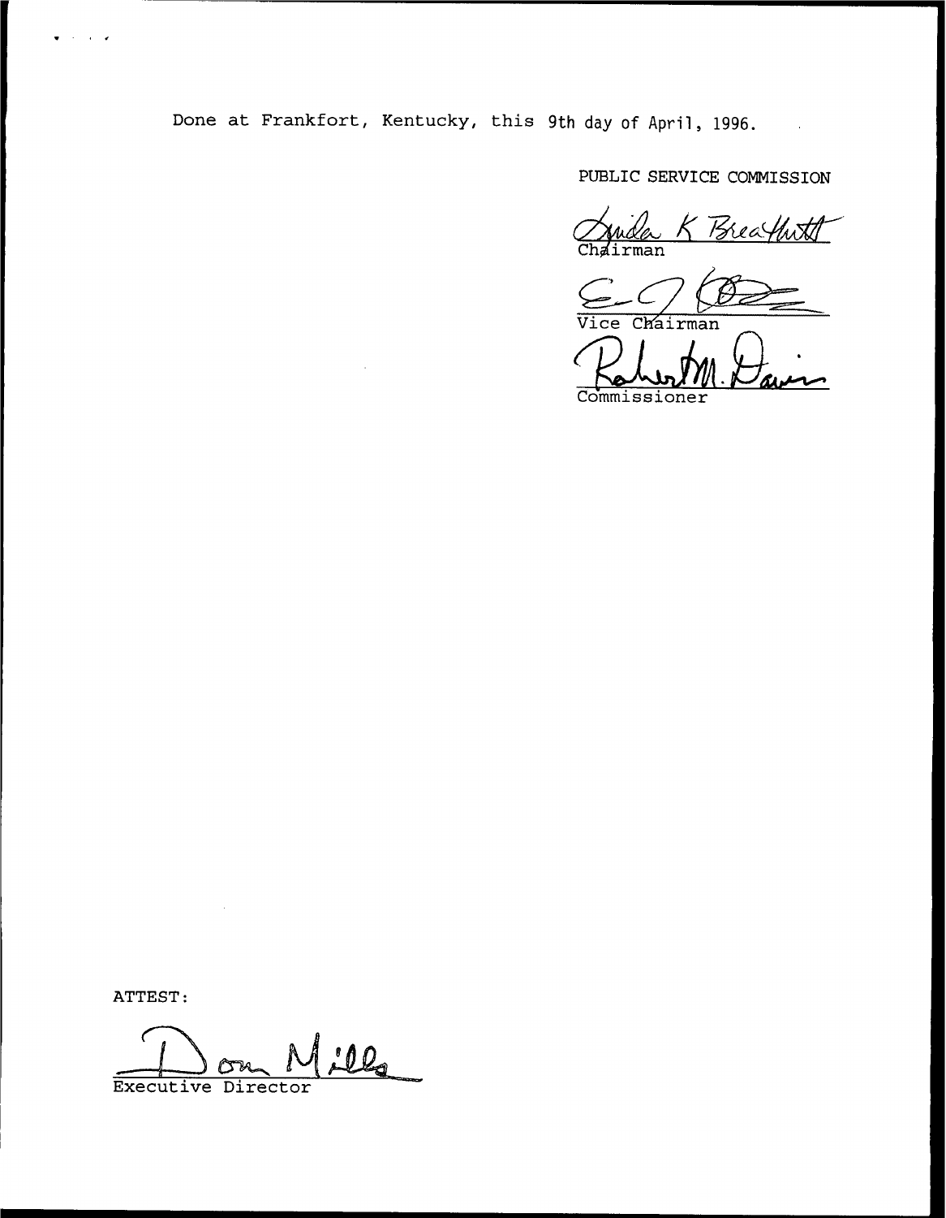Done at Frankfort, Kentucky, this 9th day of April, 1996.

PUBLIC SERVICE COMMISSION

Linda K Breathitt
Chairman

Vice Chairman

Robert M. Davis
Commissioner

ATTEST:

Don Mills
Executive Director